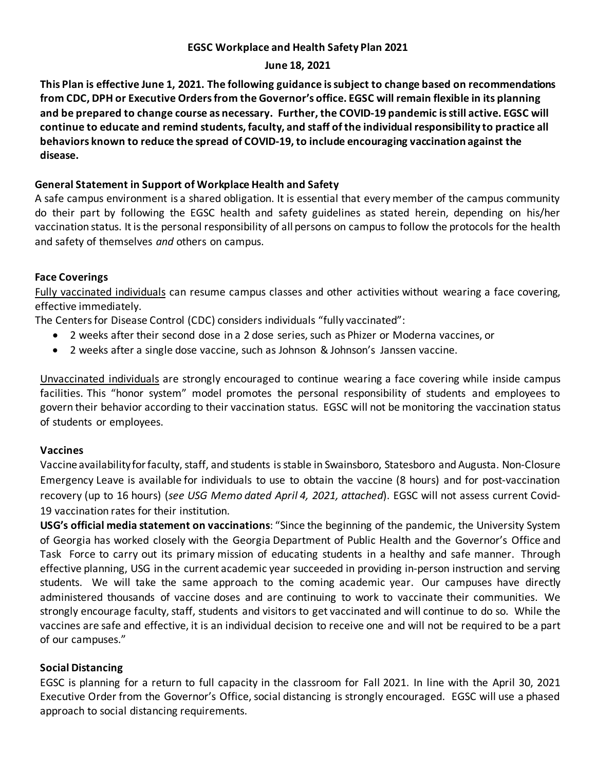# EGSC Workplace and Health Safety Plan 2021

**June 18, 2021**

**This Plan is effective June 1, 2021. The following guidance is subject to change based on recommendations from CDC, DPH or Executive Orders from the Governor's office. EGSC will remain flexible in its planning and be prepared to change course as necessary. Further, the COVID-19 pandemic is still active. EGSC will continue to educate and remind students, faculty, and staff of the individual responsibility to practice all behaviors known to reduce the spread of COVID-19, to include encouraging vaccination against the disease.**

## General Statement in Support of Workplace Health and Safety

A safe campus environment is a shared obligation. It is essential that every member of the campus community do their part by following the EGSC health and safety guidelines as stated herein, depending on his/her vaccination status. It is the personal responsibility of all persons on campus to follow the protocols for the health and safety of themselves *and* others on campus.

## Face Coverings

<u>Fully vaccinated individuals</u> can resume campus classes and other activities without wearing a face covering, effective immediately.

The Centers for Disease Control (CDC) considers individuals "fully vaccinated":

- 2 weeks after their second dose in a 2 dose series, such as Phizer or Moderna vaccines, or
- 2 weeks after a single dose vaccine, such as Johnson & Johnson's Janssen vaccine.

<u>Unvaccinated individuals</u> are strongly encouraged to continue wearing a face covering while inside campus facilities. This "honor system" model promotes the personal responsibility of students and employees to govern their behavior according to their vaccination status. EGSC will not be monitoring the vaccination status of students or employees.

## Vaccines

Vaccine availability for faculty, staff, and students is stable in Swainsboro, Statesboro and Augusta. Non-Closure Emergency Leave is available for individuals to use to obtain the vaccine (8 hours) and for post-vaccination recovery (up to 16 hours) (*see USG Memo dated April 4, 2021, attached*). EGSC will not assess current Covid-19 vaccination rates for their institution.

**USG's official media statement on vaccinations**: "Since the beginning of the pandemic, the University System of Georgia has worked closely with the Georgia Department of Public Health and the Governor's Office and Task Force to carry out its primary mission of educating students in a healthy and safe manner. Through effective planning, USG in the current academic year succeeded in providing in-person instruction and serving students. We will take the same approach to the coming academic year. Our campuses have directly administered thousands of vaccine doses and are continuing to work to vaccinate their communities. We strongly encourage faculty, staff, students and visitors to get vaccinated and will continue to do so. While the vaccines are safe and effective, it is an individual decision to receive one and will not be required to be a part of our campuses."

## Social Distancing

EGSC is planning for a return to full capacity in the classroom for Fall 2021. In line with the April 30, 2021 Executive Order from the Governor's Office, social distancing is strongly encouraged. EGSC will use a phased approach to social distancing requirements.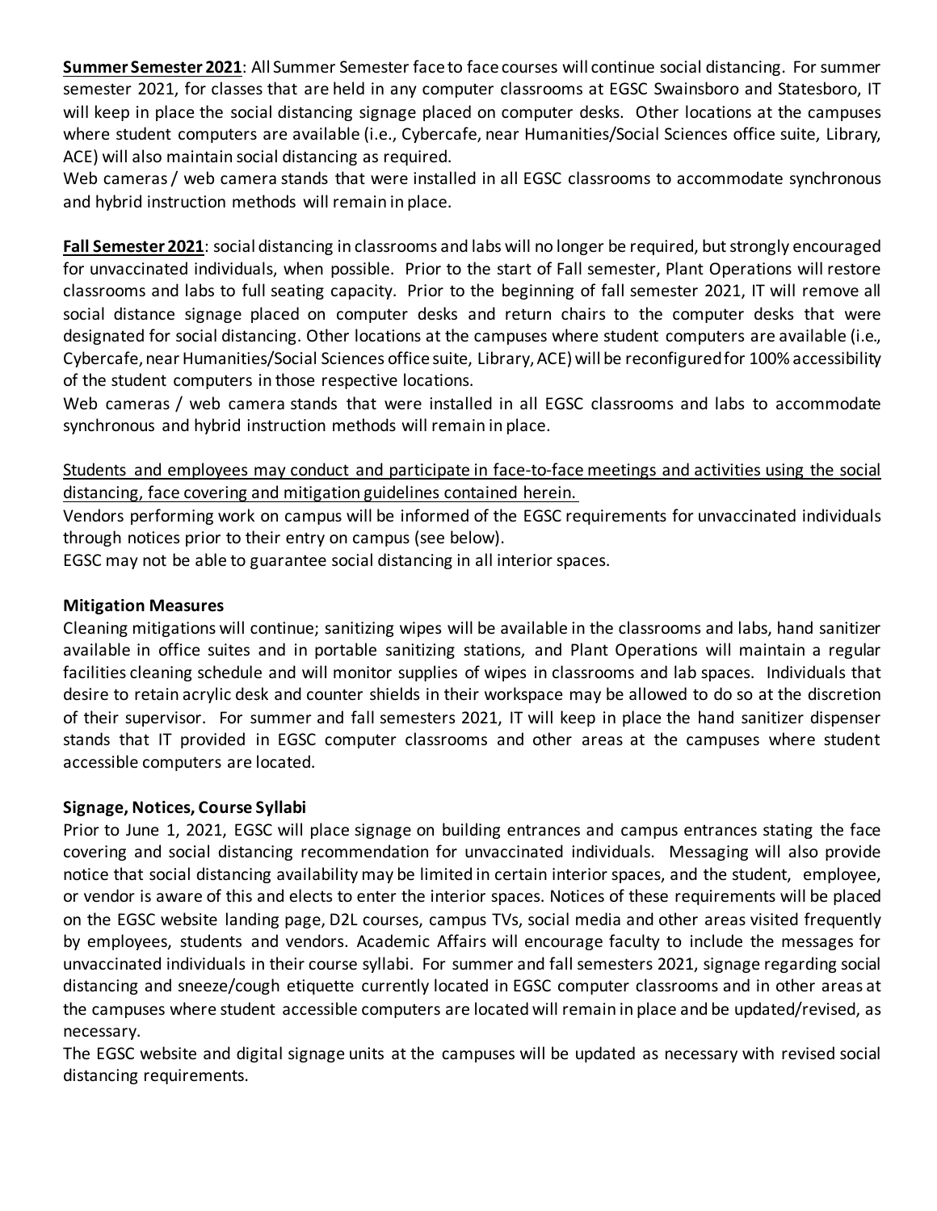**<u>Summer Semester 2021</u>**: All Summer Semester face to face courses will continue social distancing. For summer semester 2021, for classes that are held in any computer classrooms at EGSC Swainsboro and Statesboro, IT will keep in place the social distancing signage placed on computer desks. Other locations at the campuses where student computers are available (i.e., Cybercafe, near Humanities/Social Sciences office suite, Library, ACE) will also maintain social distancing as required.

Web cameras / web camera stands that were installed in all EGSC classrooms to accommodate synchronous and hybrid instruction methods will remain in place.

**<u>Fall Semester 2021</u>**: social distancing in classrooms and labs will no longer be required, but strongly encouraged for unvaccinated individuals, when possible. Prior to the start of Fall semester, Plant Operations will restore classrooms and labs to full seating capacity. Prior to the beginning of fall semester 2021, IT will remove all social distance signage placed on computer desks and return chairs to the computer desks that were designated for social distancing. Other locations at the campuses where student computers are available (i.e., Cybercafe, near Humanities/Social Sciences office suite, Library, ACE) will be reconfigured for 100% accessibility of the student computers in those respective locations.

Web cameras / web camera stands that were installed in all EGSC classrooms and labs to accommodate synchronous and hybrid instruction methods will remain in place.

<u>Students and employees may conduct and participate in face-to-face meetings and activities using the social distancing, face covering and mitigation guidelines contained herein.</u>

Vendors performing work on campus will be informed of the EGSC requirements for unvaccinated individuals through notices prior to their entry on campus (see below).

EGSC may not be able to guarantee social distancing in all interior spaces.

**Mitigation Measures**

Cleaning mitigations will continue; sanitizing wipes will be available in the classrooms and labs, hand sanitizer available in office suites and in portable sanitizing stations, and Plant Operations will maintain a regular facilities cleaning schedule and will monitor supplies of wipes in classrooms and lab spaces. Individuals that desire to retain acrylic desk and counter shields in their workspace may be allowed to do so at the discretion of their supervisor. For summer and fall semesters 2021, IT will keep in place the hand sanitizer dispenser stands that IT provided in EGSC computer classrooms and other areas at the campuses where student accessible computers are located.

**Signage, Notices, Course Syllabi**

Prior to June 1, 2021, EGSC will place signage on building entrances and campus entrances stating the face covering and social distancing recommendation for unvaccinated individuals. Messaging will also provide notice that social distancing availability may be limited in certain interior spaces, and the student, employee, or vendor is aware of this and elects to enter the interior spaces. Notices of these requirements will be placed on the EGSC website landing page, D2L courses, campus TVs, social media and other areas visited frequently by employees, students and vendors. Academic Affairs will encourage faculty to include the messages for unvaccinated individuals in their course syllabi. For summer and fall semesters 2021, signage regarding social distancing and sneeze/cough etiquette currently located in EGSC computer classrooms and in other areas at the campuses where student accessible computers are located will remain in place and be updated/revised, as necessary.

The EGSC website and digital signage units at the campuses will be updated as necessary with revised social distancing requirements.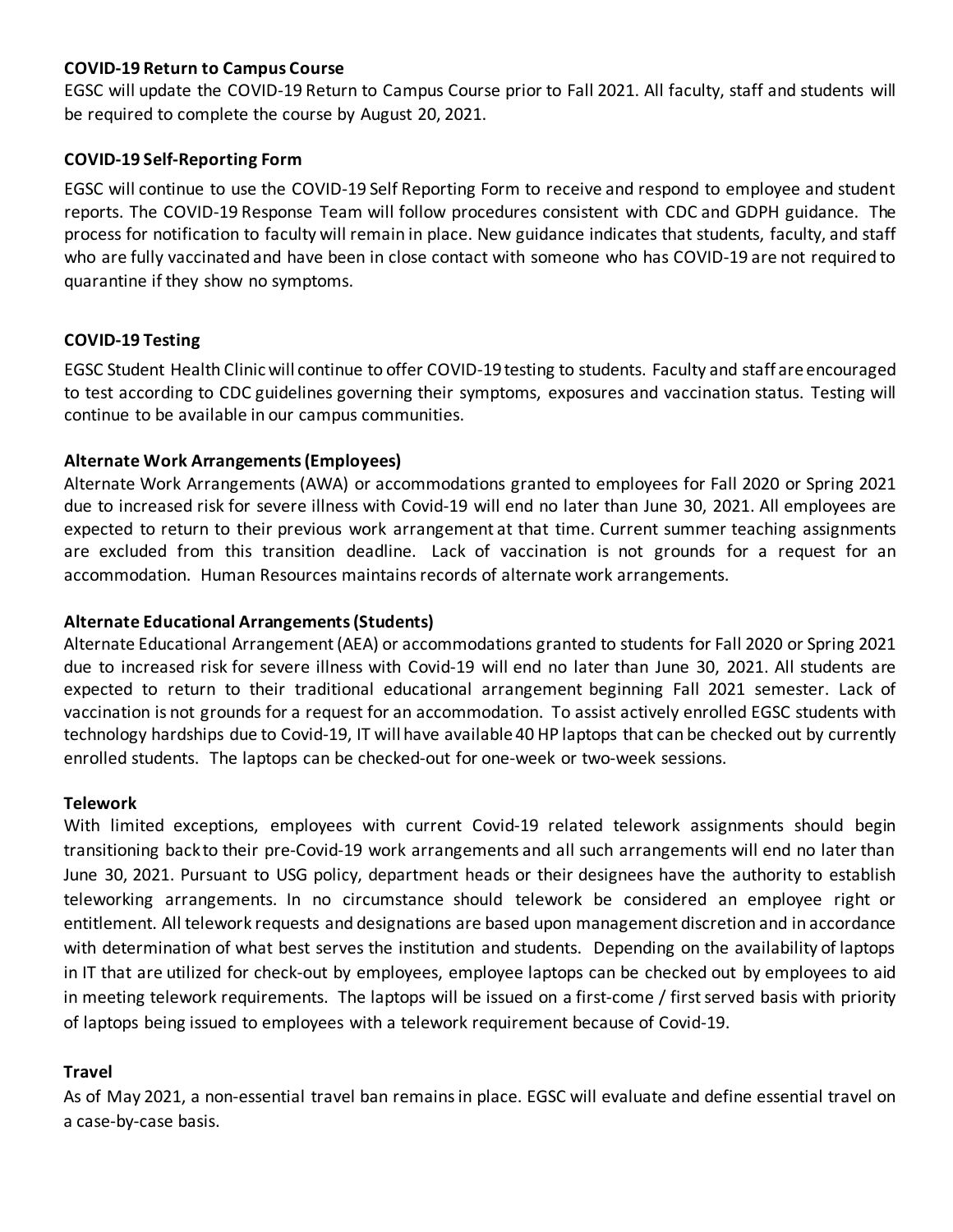**COVID-19 Return to Campus Course**

EGSC will update the COVID-19 Return to Campus Course prior to Fall 2021. All faculty, staff and students will be required to complete the course by August 20, 2021.

**COVID-19 Self-Reporting Form**

EGSC will continue to use the COVID-19 Self Reporting Form to receive and respond to employee and student reports. The COVID-19 Response Team will follow procedures consistent with CDC and GDPH guidance. The process for notification to faculty will remain in place. New guidance indicates that students, faculty, and staff who are fully vaccinated and have been in close contact with someone who has COVID-19 are not required to quarantine if they show no symptoms.

**COVID-19 Testing**

EGSC Student Health Clinic will continue to offer COVID-19 testing to students. Faculty and staff are encouraged to test according to CDC guidelines governing their symptoms, exposures and vaccination status. Testing will continue to be available in our campus communities.

**Alternate Work Arrangements (Employees)**

Alternate Work Arrangements (AWA) or accommodations granted to employees for Fall 2020 or Spring 2021 due to increased risk for severe illness with Covid-19 will end no later than June 30, 2021. All employees are expected to return to their previous work arrangement at that time. Current summer teaching assignments are excluded from this transition deadline. Lack of vaccination is not grounds for a request for an accommodation. Human Resources maintains records of alternate work arrangements.

**Alternate Educational Arrangements (Students)**

Alternate Educational Arrangement (AEA) or accommodations granted to students for Fall 2020 or Spring 2021 due to increased risk for severe illness with Covid-19 will end no later than June 30, 2021. All students are expected to return to their traditional educational arrangement beginning Fall 2021 semester. Lack of vaccination is not grounds for a request for an accommodation. To assist actively enrolled EGSC students with technology hardships due to Covid-19, IT will have available 40 HP laptops that can be checked out by currently enrolled students. The laptops can be checked-out for one-week or two-week sessions.

**Telework**

With limited exceptions, employees with current Covid-19 related telework assignments should begin transitioning back to their pre-Covid-19 work arrangements and all such arrangements will end no later than June 30, 2021. Pursuant to USG policy, department heads or their designees have the authority to establish teleworking arrangements. In no circumstance should telework be considered an employee right or entitlement. All telework requests and designations are based upon management discretion and in accordance with determination of what best serves the institution and students. Depending on the availability of laptops in IT that are utilized for check-out by employees, employee laptops can be checked out by employees to aid in meeting telework requirements. The laptops will be issued on a first-come / first served basis with priority of laptops being issued to employees with a telework requirement because of Covid-19.

**Travel**

As of May 2021, a non-essential travel ban remains in place. EGSC will evaluate and define essential travel on a case-by-case basis.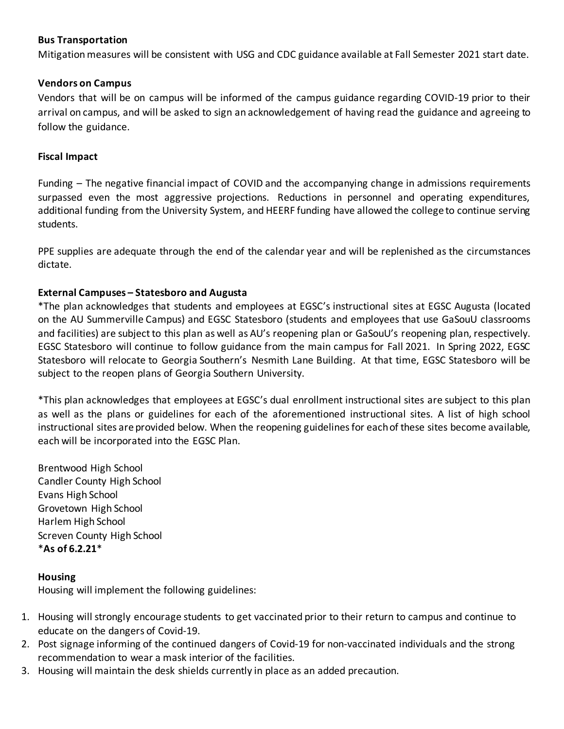**Bus Transportation**

Mitigation measures will be consistent with USG and CDC guidance available at Fall Semester 2021 start date.

**Vendors on Campus**

Vendors that will be on campus will be informed of the campus guidance regarding COVID-19 prior to their arrival on campus, and will be asked to sign an acknowledgement of having read the guidance and agreeing to follow the guidance.

**Fiscal Impact**

Funding – The negative financial impact of COVID and the accompanying change in admissions requirements surpassed even the most aggressive projections. Reductions in personnel and operating expenditures, additional funding from the University System, and HEERF funding have allowed the college to continue serving students.

PPE supplies are adequate through the end of the calendar year and will be replenished as the circumstances dictate.

**External Campuses – Statesboro and Augusta**

*The plan acknowledges that students and employees at EGSC's instructional sites at EGSC Augusta (located on the AU Summerville Campus) and EGSC Statesboro (students and employees that use GaSouU classrooms and facilities) are subject to this plan as well as AU's reopening plan or GaSouU's reopening plan, respectively. EGSC Statesboro will continue to follow guidance from the main campus for Fall 2021. In Spring 2022, EGSC Statesboro will relocate to Georgia Southern's Nesmith Lane Building. At that time, EGSC Statesboro will be subject to the reopen plans of Georgia Southern University.

*This plan acknowledges that employees at EGSC's dual enrollment instructional sites are subject to this plan as well as the plans or guidelines for each of the aforementioned instructional sites. A list of high school instructional sites are provided below. When the reopening guidelines for each of these sites become available, each will be incorporated into the EGSC Plan.

Brentwood High School
Candler County High School
Evans High School
Grovetown High School
Harlem High School
Screven County High School
***As of 6.2.21***

**Housing**

Housing will implement the following guidelines:

1. Housing will strongly encourage students to get vaccinated prior to their return to campus and continue to educate on the dangers of Covid-19.
2. Post signage informing of the continued dangers of Covid-19 for non-vaccinated individuals and the strong recommendation to wear a mask interior of the facilities.
3. Housing will maintain the desk shields currently in place as an added precaution.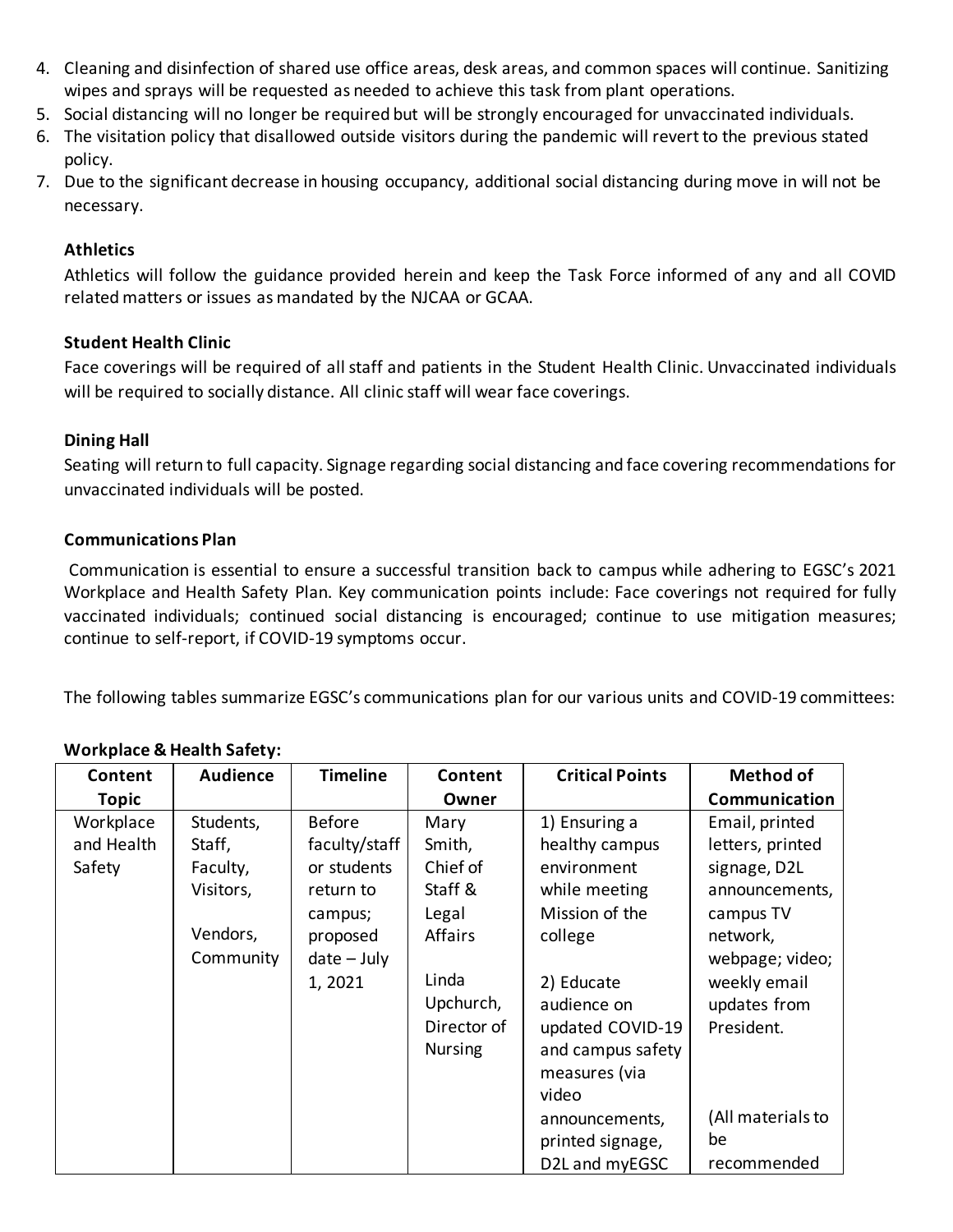4. Cleaning and disinfection of shared use office areas, desk areas, and common spaces will continue. Sanitizing wipes and sprays will be requested as needed to achieve this task from plant operations.
5. Social distancing will no longer be required but will be strongly encouraged for unvaccinated individuals.
6. The visitation policy that disallowed outside visitors during the pandemic will revert to the previous stated policy.
7. Due to the significant decrease in housing occupancy, additional social distancing during move in will not be necessary.

**Athletics**

Athletics will follow the guidance provided herein and keep the Task Force informed of any and all COVID related matters or issues as mandated by the NJCAA or GCAA.

**Student Health Clinic**

Face coverings will be required of all staff and patients in the Student Health Clinic. Unvaccinated individuals will be required to socially distance. All clinic staff will wear face coverings.

**Dining Hall**

Seating will return to full capacity. Signage regarding social distancing and face covering recommendations for unvaccinated individuals will be posted.

**Communications Plan**

Communication is essential to ensure a successful transition back to campus while adhering to EGSC's 2021 Workplace and Health Safety Plan. Key communication points include: Face coverings not required for fully vaccinated individuals; continued social distancing is encouraged; continue to use mitigation measures; continue to self-report, if COVID-19 symptoms occur.

The following tables summarize EGSC's communications plan for our various units and COVID-19 committees:

**Workplace & Health Safety:**

| Content Topic | Audience | Timeline | Content Owner | Critical Points | Method of Communication |
|---|---|---|---|---|---|
| Workplace and Health Safety | Students, Staff, Faculty, Visitors, Vendors, Community | Before faculty/staff or students return to campus; proposed date – July 1, 2021 | Mary Smith, Chief of Staff & Legal Affairs<br><br>Linda Upchurch, Director of Nursing | 1) Ensuring a healthy campus environment while meeting Mission of the college<br><br>2) Educate audience on updated COVID-19 and campus safety measures (via video announcements, printed signage, D2L and myEGSC | Email, printed letters, printed signage, D2L announcements, campus TV network, webpage; video; weekly email updates from President.<br><br>(All materials to be recommended |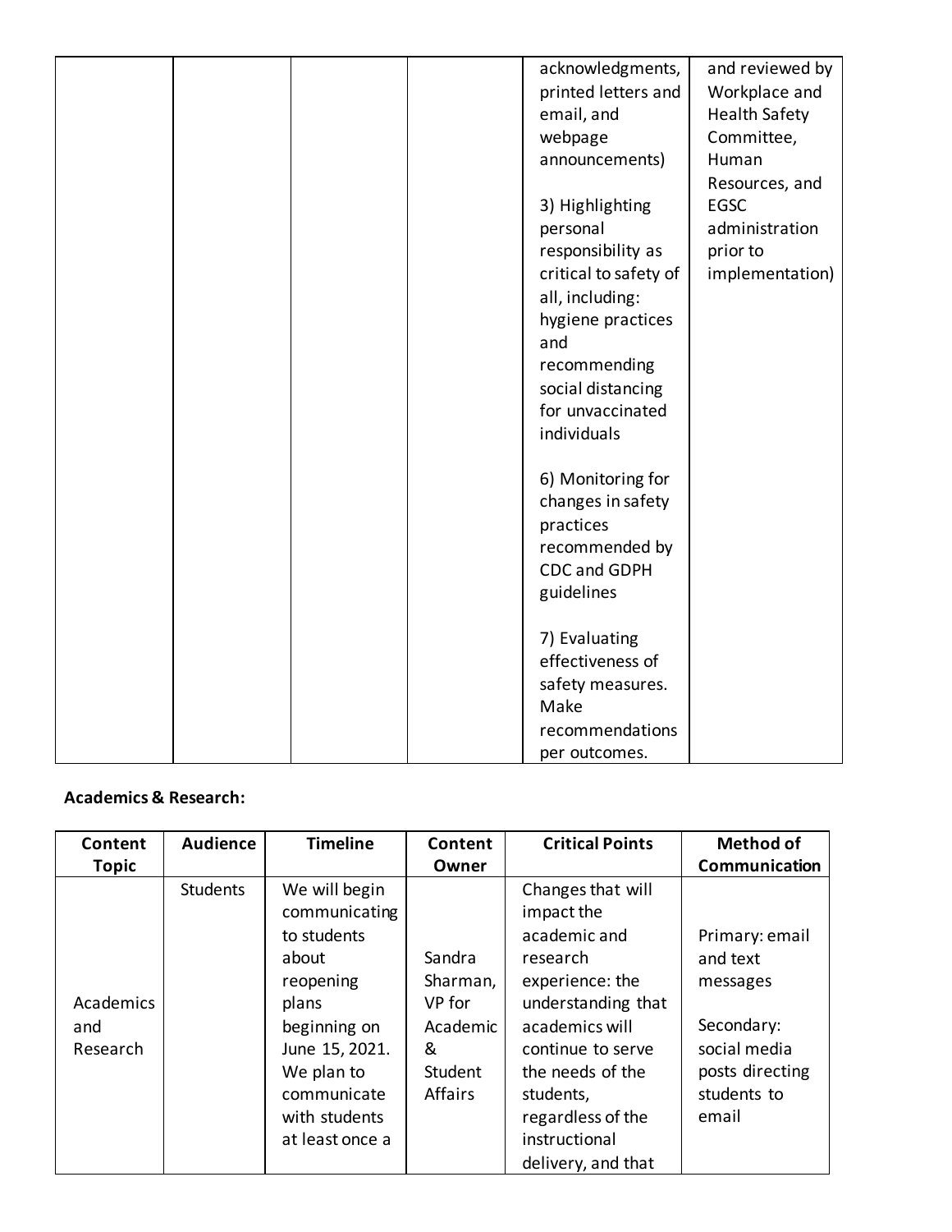| | | | | acknowledgments, printed letters and email, and webpage announcements)<br><br>3) Highlighting personal responsibility as critical to safety of all, including: hygiene practices and recommending social distancing for unvaccinated individuals<br><br>6) Monitoring for changes in safety practices recommended by CDC and GDPH guidelines<br><br>7) Evaluating effectiveness of safety measures. Make recommendations per outcomes. | and reviewed by Workplace and Health Safety Committee, Human Resources, and EGSC administration prior to implementation) |
|---|---|---|---|---|---|

**Academics & Research:**

| Content Topic | Audience | Timeline | Content Owner | Critical Points | Method of Communication |
|---|---|---|---|---|---|
| Academics and Research | Students | We will begin communicating to students about reopening plans beginning on June 15, 2021. We plan to communicate with students at least once a | Sandra Sharman, VP for Academic & Student Affairs | Changes that will impact the academic and research experience: the understanding that academics will continue to serve the needs of the students, regardless of the instructional delivery, and that | Primary: email and text messages<br><br>Secondary: social media posts directing students to email |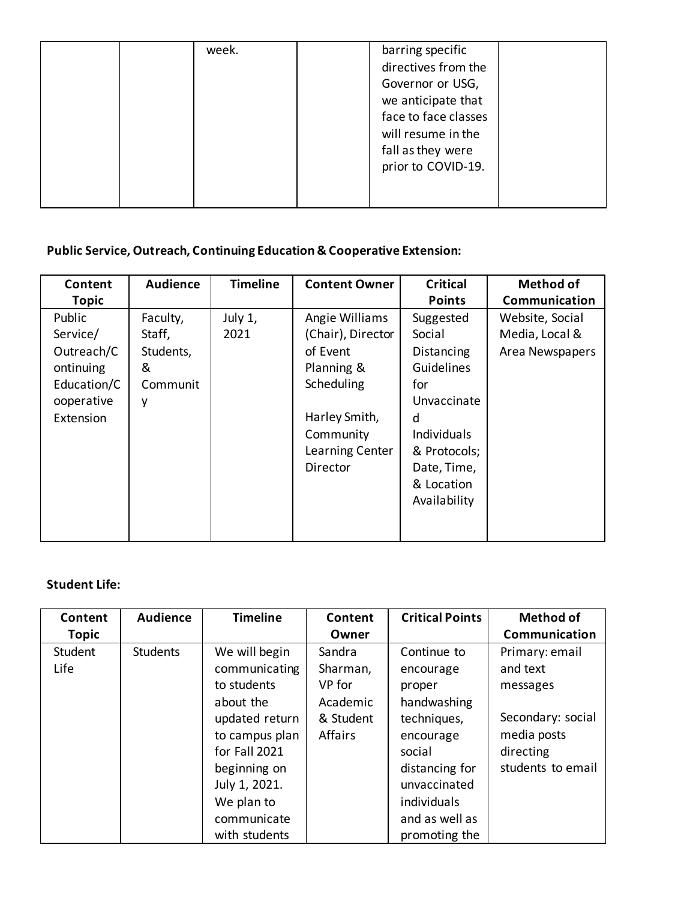| | | week. | | barring specific directives from the Governor or USG, we anticipate that face to face classes will resume in the fall as they were prior to COVID-19. | |
|---|---|---|---|---|---|

**Public Service, Outreach, Continuing Education & Cooperative Extension:**

| Content Topic | Audience | Timeline | Content Owner | Critical Points | Method of Communication |
|---|---|---|---|---|---|
| Public Service/ Outreach/Continuing Education/Cooperative Extension | Faculty, Staff, Students, & Community | July 1, 2021 | Angie Williams (Chair), Director of Event Planning & Scheduling<br><br>Harley Smith, Community Learning Center Director | Suggested Social Distancing Guidelines for Unvaccinated Individuals & Protocols; Date, Time, & Location Availability | Website, Social Media, Local & Area Newspapers |

**Student Life:**

| Content Topic | Audience | Timeline | Content Owner | Critical Points | Method of Communication |
|---|---|---|---|---|---|
| Student Life | Students | We will begin communicating to students about the updated return to campus plan for Fall 2021 beginning on July 1, 2021. We plan to communicate with students | Sandra Sharman, VP for Academic & Student Affairs | Continue to encourage proper handwashing techniques, encourage social distancing for unvaccinated individuals and as well as promoting the | Primary: email and text messages<br><br>Secondary: social media posts directing students to email |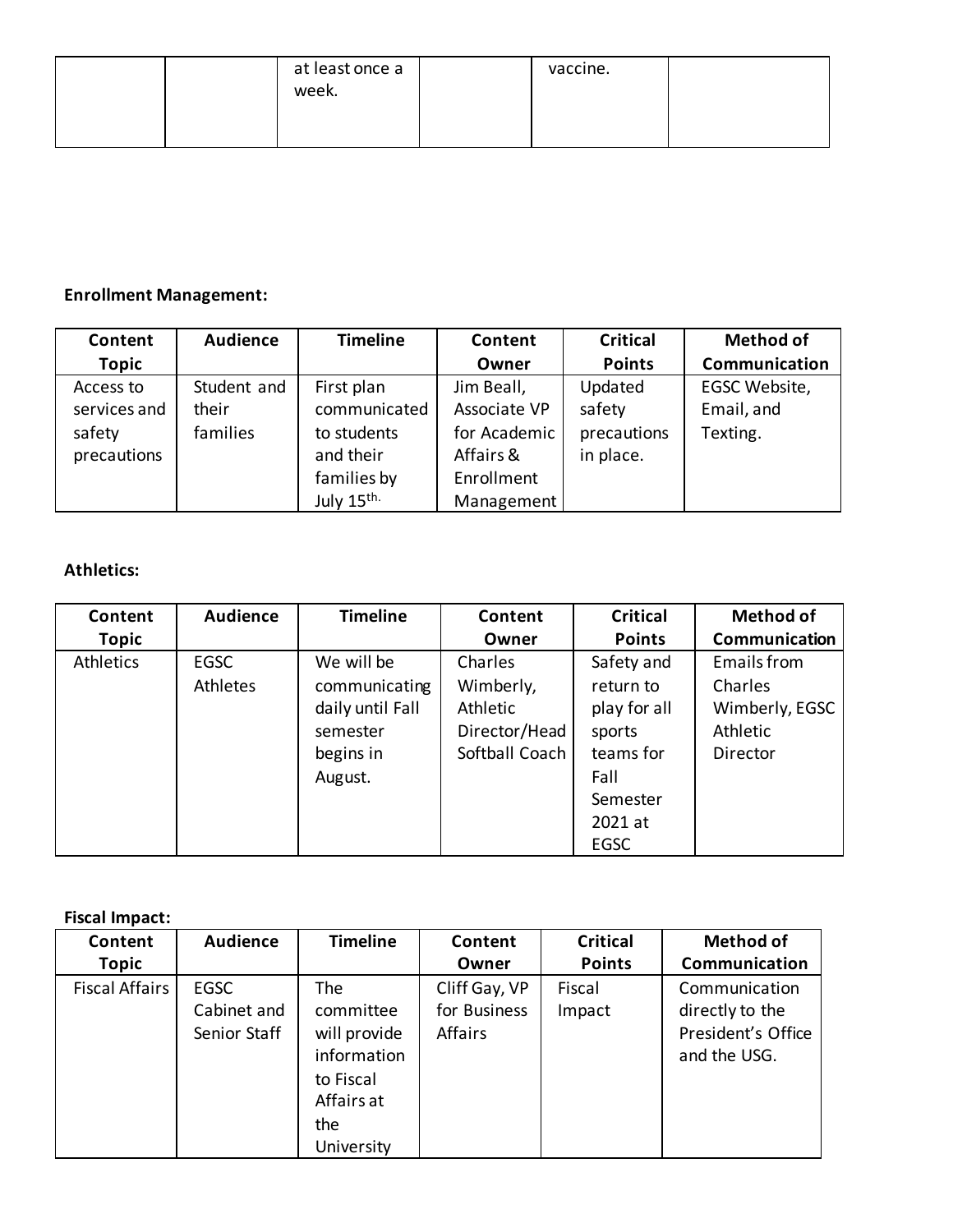| | | at least once a week. | | vaccine. | |
|---|---|---|---|---|---|

**Enrollment Management:**

| Content Topic | Audience | Timeline | Content Owner | Critical Points | Method of Communication |
|---|---|---|---|---|---|
| Access to services and safety precautions | Student and their families | First plan communicated to students and their families by July 15th. | Jim Beall, Associate VP for Academic Affairs & Enrollment Management | Updated safety precautions in place. | EGSC Website, Email, and Texting. |

**Athletics:**

| Content Topic | Audience | Timeline | Content Owner | Critical Points | Method of Communication |
|---|---|---|---|---|---|
| Athletics | EGSC Athletes | We will be communicating daily until Fall semester begins in August. | Charles Wimberly, Athletic Director/Head Softball Coach | Safety and return to play for all sports teams for Fall Semester 2021 at EGSC | Emails from Charles Wimberly, EGSC Athletic Director |

**Fiscal Impact:**

| Content Topic | Audience | Timeline | Content Owner | Critical Points | Method of Communication |
|---|---|---|---|---|---|
| Fiscal Affairs | EGSC Cabinet and Senior Staff | The committee will provide information to Fiscal Affairs at the University | Cliff Gay, VP for Business Affairs | Fiscal Impact | Communication directly to the President's Office and the USG. |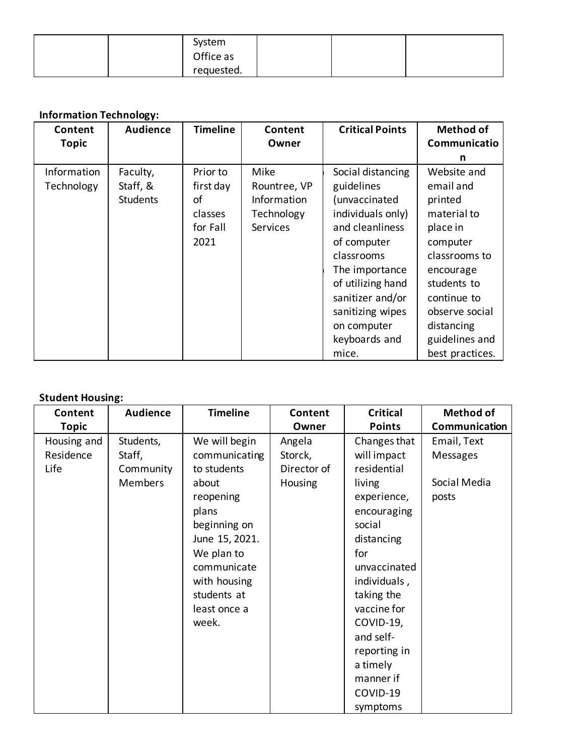| | | System Office as requested. | | | |
|---|---|---|---|---|---|

**Information Technology:**

| Content Topic | Audience | Timeline | Content Owner | Critical Points | Method of Communication |
|---|---|---|---|---|---|
| Information Technology | Faculty, Staff, & Students | Prior to first day of classes for Fall 2021 | Mike Rountree, VP Information Technology Services | Social distancing guidelines (unvaccinated individuals only) and cleanliness of computer classrooms The importance of utilizing hand sanitizer and/or sanitizing wipes on computer keyboards and mice. | Website and email and printed material to place in computer classrooms to encourage students to continue to observe social distancing guidelines and best practices. |

**Student Housing:**

| Content Topic | Audience | Timeline | Content Owner | Critical Points | Method of Communication |
|---|---|---|---|---|---|
| Housing and Residence Life | Students, Staff, Community Members | We will begin communicating to students about reopening plans beginning on June 15, 2021. We plan to communicate with housing students at least once a week. | Angela Storck, Director of Housing | Changes that will impact residential living experience, encouraging social distancing for unvaccinated individuals , taking the vaccine for COVID-19, and self-reporting in a timely manner if COVID-19 symptoms | Email, Text Messages<br><br>Social Media posts |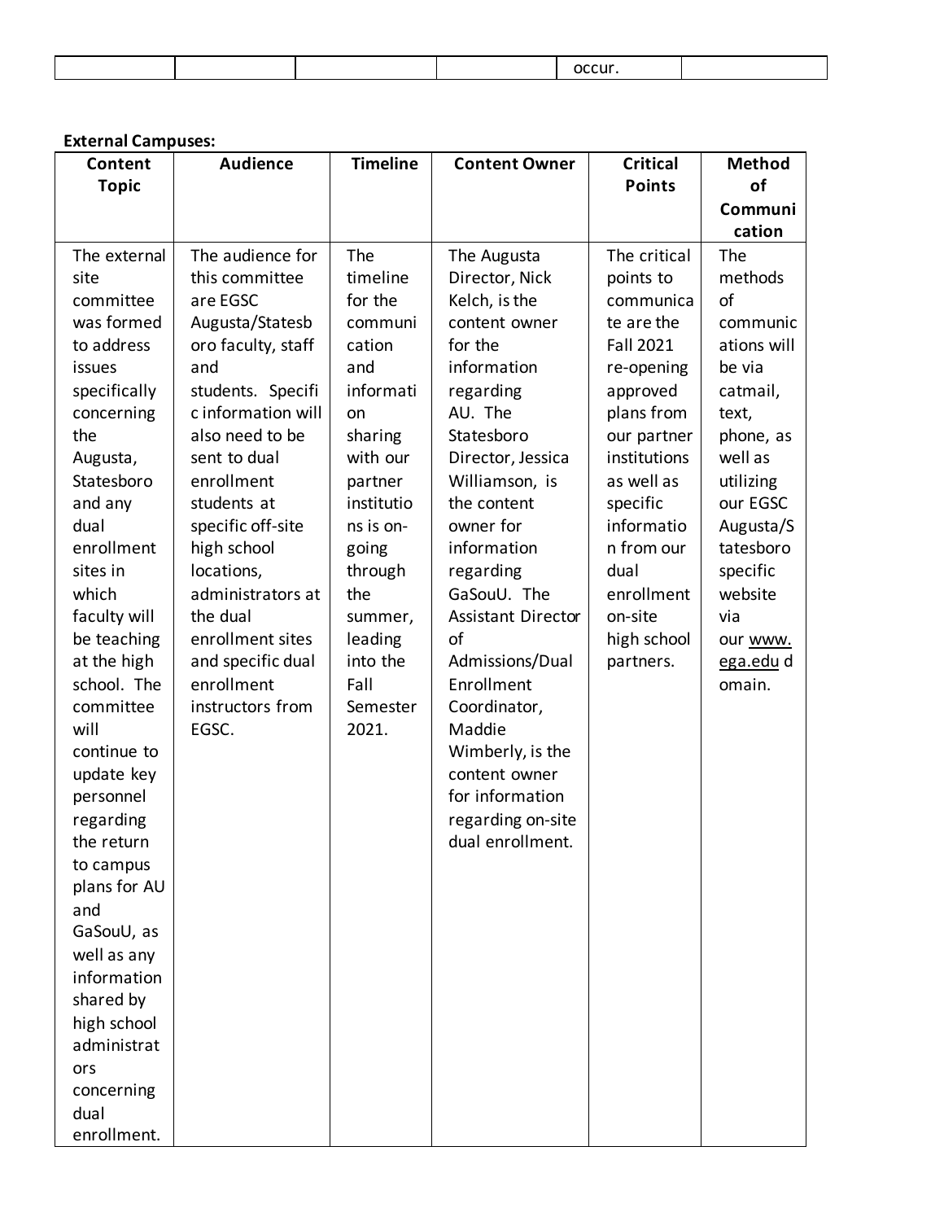| | | | | occur. | |
|---|---|---|---|---|---|

**External Campuses:**

| Content Topic | Audience | Timeline | Content Owner | Critical Points | Method of Communication |
|---|---|---|---|---|---|
| The external site committee was formed to address issues specifically concerning the Augusta, Statesboro and any dual enrollment sites in which faculty will be teaching at the high school. The committee will continue to update key personnel regarding the return to campus plans for AU and GaSouU, as well as any information shared by high school administrators concerning dual enrollment. | The audience for this committee are EGSC Augusta/Statesboro faculty, staff and students. Specific information will also need to be sent to dual enrollment students at specific off-site high school locations, administrators at the dual enrollment sites and specific dual enrollment instructors from EGSC. | The timeline for the communication and information sharing with our partner institutions is on-going through the summer, leading into the Fall Semester 2021. | The Augusta Director, Nick Kelch, is the content owner for the information regarding AU. The Statesboro Director, Jessica Williamson, is the content owner for information regarding GaSouU. The Assistant Director of Admissions/Dual Enrollment Coordinator, Maddie Wimberly, is the content owner for information regarding on-site dual enrollment. | The critical points to communicate are the Fall 2021 re-opening approved plans from our partner institutions as well as specific information from our dual enrollment on-site high school partners. | The methods of communications will be via catmail, text, phone, as well as utilizing our EGSC Augusta/Statesboro specific website via our www.ega.edu domain. |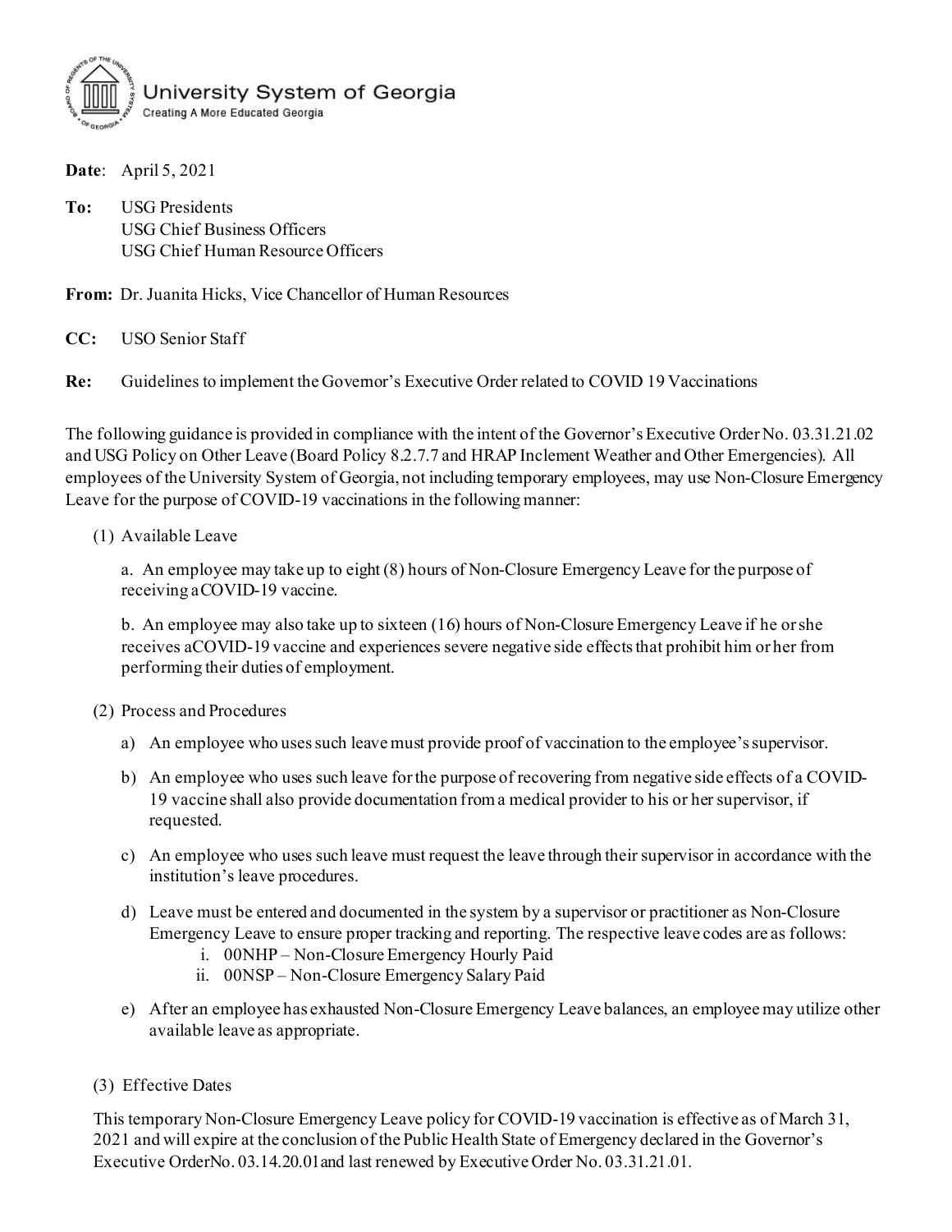University System of Georgia
Creating A More Educated Georgia

**Date**: April 5, 2021

**To:** USG Presidents
USG Chief Business Officers
USG Chief Human Resource Officers

**From:** Dr. Juanita Hicks, Vice Chancellor of Human Resources

**CC:** USO Senior Staff

**Re:** Guidelines to implement the Governor's Executive Order related to COVID 19 Vaccinations

The following guidance is provided in compliance with the intent of the Governor's Executive Order No. 03.31.21.02 and USG Policy on Other Leave (Board Policy 8.2.7.7 and HRAP Inclement Weather and Other Emergencies). All employees of the University System of Georgia, not including temporary employees, may use Non-Closure Emergency Leave for the purpose of COVID-19 vaccinations in the following manner:

(1) Available Leave

a. An employee may take up to eight (8) hours of Non-Closure Emergency Leave for the purpose of receiving a COVID-19 vaccine.

b. An employee may also take up to sixteen (16) hours of Non-Closure Emergency Leave if he or she receives a COVID-19 vaccine and experiences severe negative side effects that prohibit him or her from performing their duties of employment.

(2) Process and Procedures

a) An employee who uses such leave must provide proof of vaccination to the employee's supervisor.

b) An employee who uses such leave for the purpose of recovering from negative side effects of a COVID-19 vaccine shall also provide documentation from a medical provider to his or her supervisor, if requested.

c) An employee who uses such leave must request the leave through their supervisor in accordance with the institution's leave procedures.

d) Leave must be entered and documented in the system by a supervisor or practitioner as Non-Closure Emergency Leave to ensure proper tracking and reporting. The respective leave codes are as follows:
   i. 00NHP – Non-Closure Emergency Hourly Paid
   ii. 00NSP – Non-Closure Emergency Salary Paid

e) After an employee has exhausted Non-Closure Emergency Leave balances, an employee may utilize other available leave as appropriate.

(3) Effective Dates

This temporary Non-Closure Emergency Leave policy for COVID-19 vaccination is effective as of March 31, 2021 and will expire at the conclusion of the Public Health State of Emergency declared in the Governor's Executive Order No. 03.14.20.01 and last renewed by Executive Order No. 03.31.21.01.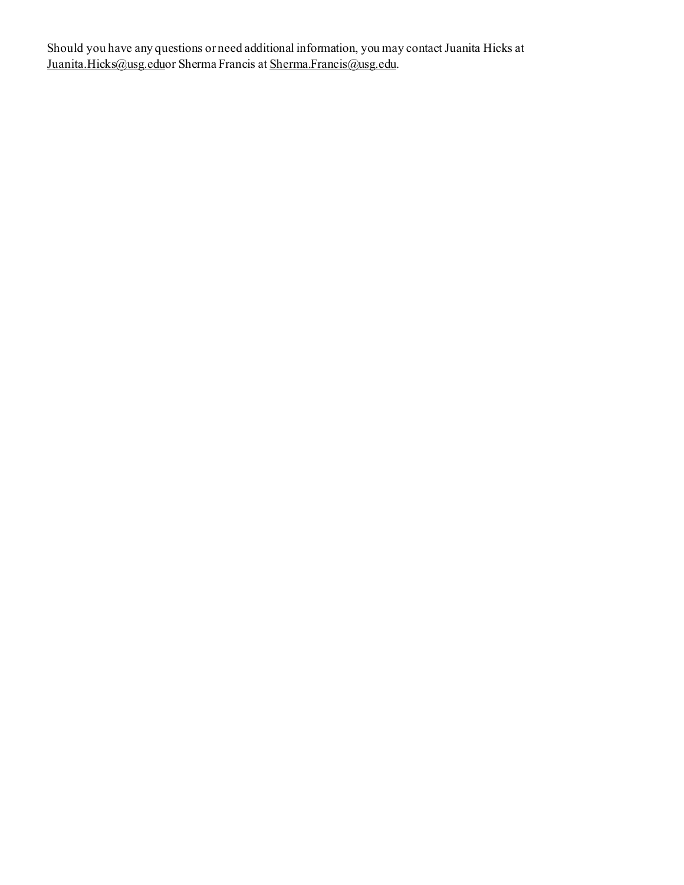Should you have any questions or need additional information, you may contact Juanita Hicks at Juanita.Hicks@usg.eduor Sherma Francis at Sherma.Francis@usg.edu.